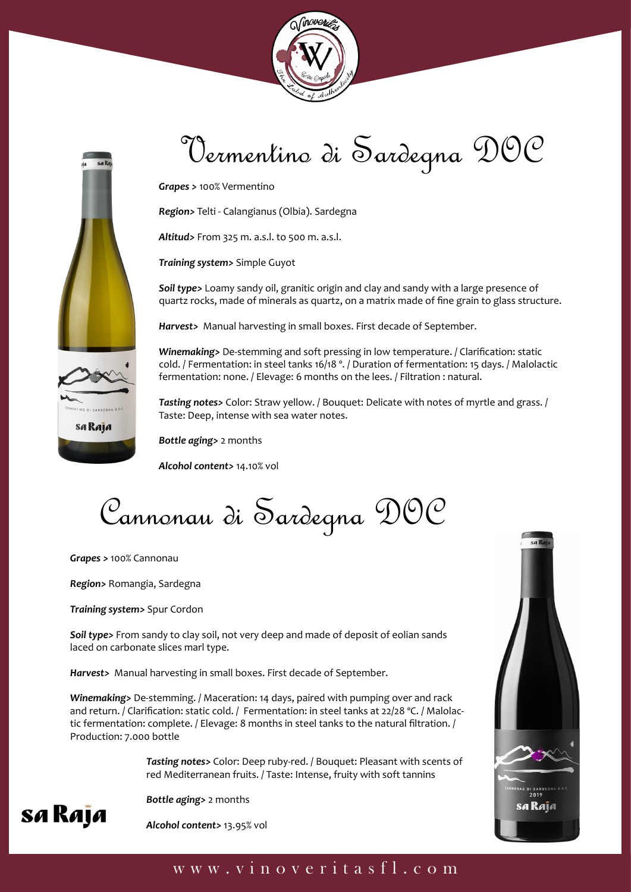# Vermentino di Sardegna DOC

***Grapes >*** 100% Vermentino

***Region>*** Telti - Calangianus (Olbia). Sardegna

***Altitud>*** From 325 m. a.s.l. to 500 m. a.s.l.

***Training system>*** Simple Guyot

***Soil type>*** Loamy sandy oil, granitic origin and clay and sandy with a large presence of quartz rocks, made of minerals as quartz, on a matrix made of fine grain to glass structure.

***Harvest>*** Manual harvesting in small boxes. First decade of September.

***Winemaking>*** De-stemming and soft pressing in low temperature. / Clarification: static cold. / Fermentation: in steel tanks 16/18 °. / Duration of fermentation: 15 days. / Malolactic fermentation: none. / Elevage: 6 months on the lees. / Filtration : natural.

***Tasting notes>*** Color: Straw yellow. / Bouquet: Delicate with notes of myrtle and grass. / Taste: Deep, intense with sea water notes.

***Bottle aging>*** 2 months

***Alcohol content>*** 14.10% vol

# Cannonau di Sardegna DOC

***Grapes >*** 100% Cannonau

***Region>*** Romangia, Sardegna

***Training system>*** Spur Cordon

***Soil type>*** From sandy to clay soil, not very deep and made of deposit of eolian sands laced on carbonate slices marl type.

***Harvest>*** Manual harvesting in small boxes. First decade of September.

***Winemaking>*** De-stemming. / Maceration: 14 days, paired with pumping over and rack and return. / Clarification: static cold. / Fermentation: in steel tanks at 22/28 °C. / Malolactic fermentation: complete. / Elevage: 8 months in steel tanks to the natural filtration. / Production: 7.000 bottle

***Tasting notes>*** Color: Deep ruby-red. / Bouquet: Pleasant with scents of red Mediterranean fruits. / Taste: Intense, fruity with soft tannins

***Bottle aging>*** 2 months

***Alcohol content>*** 13.95% vol

sa Raja

www.vinoveritasfl.com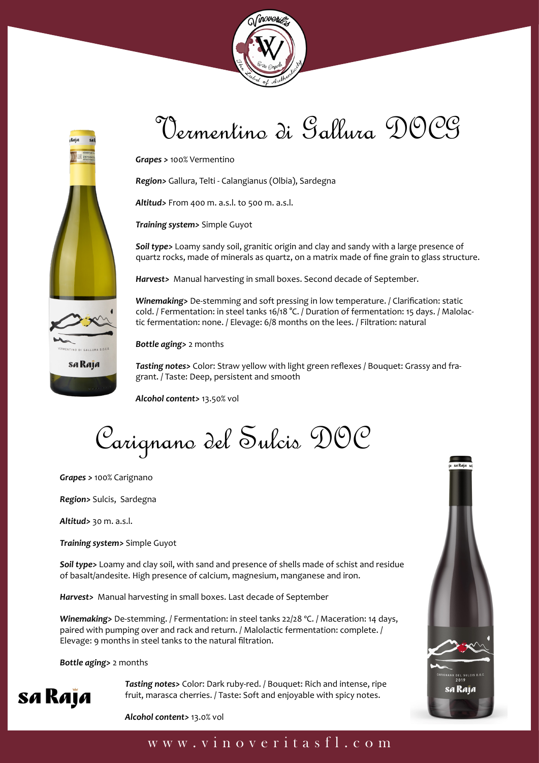# Vermentino di Gallura DOCG

***Grapes >*** 100% Vermentino

***Region>*** Gallura, Telti - Calangianus (Olbia), Sardegna

***Altitud>*** From 400 m. a.s.l. to 500 m. a.s.l.

***Training system>*** Simple Guyot

***Soil type>*** Loamy sandy soil, granitic origin and clay and sandy with a large presence of quartz rocks, made of minerals as quartz, on a matrix made of fine grain to glass structure.

***Harvest>*** Manual harvesting in small boxes. Second decade of September.

***Winemaking>*** De-stemming and soft pressing in low temperature. / Clarification: static cold. / Fermentation: in steel tanks 16/18 °C. / Duration of fermentation: 15 days. / Malolactic fermentation: none. / Elevage: 6/8 months on the lees. / Filtration: natural

***Bottle aging>*** 2 months

***Tasting notes>*** Color: Straw yellow with light green reflexes / Bouquet: Grassy and fragrant. / Taste: Deep, persistent and smooth

***Alcohol content>*** 13.50% vol

# Carignano del Sulcis DOC

***Grapes >*** 100% Carignano

***Region>*** Sulcis, Sardegna

***Altitud>*** 30 m. a.s.l.

***Training system>*** Simple Guyot

***Soil type>*** Loamy and clay soil, with sand and presence of shells made of schist and residue of basalt/andesite. High presence of calcium, magnesium, manganese and iron.

***Harvest>*** Manual harvesting in small boxes. Last decade of September

***Winemaking>*** De-stemming. / Fermentation: in steel tanks 22/28 °C. / Maceration: 14 days, paired with pumping over and rack and return. / Malolactic fermentation: complete. / Elevage: 9 months in steel tanks to the natural filtration.

***Bottle aging>*** 2 months

***Tasting notes>*** Color: Dark ruby-red. / Bouquet: Rich and intense, ripe fruit, marasca cherries. / Taste: Soft and enjoyable with spicy notes.

***Alcohol content>*** 13.0% vol

sa Raja

www.vinoveritasfl.com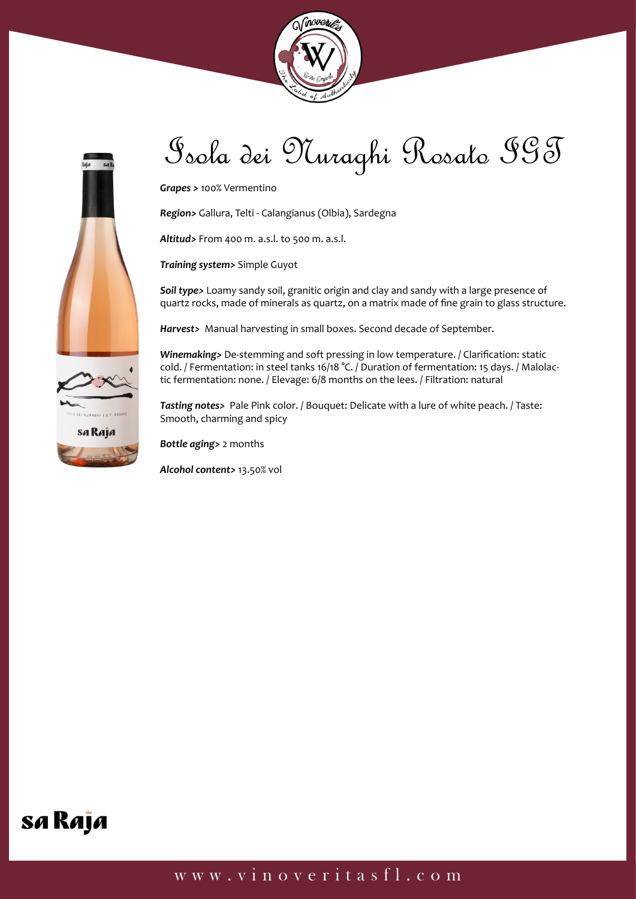# Isola dei Nuraghi Rosato IGT

***Grapes >*** 100% Vermentino

***Region>*** Gallura, Telti - Calangianus (Olbia), Sardegna

***Altitud>*** From 400 m. a.s.l. to 500 m. a.s.l.

***Training system>*** Simple Guyot

***Soil type>*** Loamy sandy soil, granitic origin and clay and sandy with a large presence of quartz rocks, made of minerals as quartz, on a matrix made of fine grain to glass structure.

***Harvest>*** Manual harvesting in small boxes. Second decade of September.

***Winemaking>*** De-stemming and soft pressing in low temperature. / Clarification: static cold. / Fermentation: in steel tanks 16/18 °C. / Duration of fermentation: 15 days. / Malolactic fermentation: none. / Elevage: 6/8 months on the lees. / Filtration: natural

***Tasting notes>*** Pale Pink color. / Bouquet: Delicate with a lure of white peach. / Taste: Smooth, charming and spicy

***Bottle aging>*** 2 months

***Alcohol content>*** 13.50% vol

sa Raja

www.vinoveritasfl.com